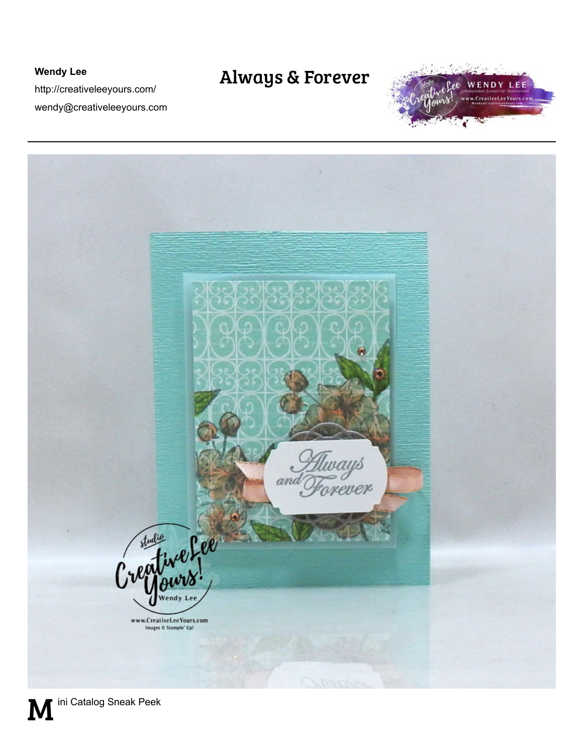**Wendy Lee**

http://creativeleeyours.com/

wendy@creativeleeyours.com

# Always & Forever

Mini Catalog Sneak Peek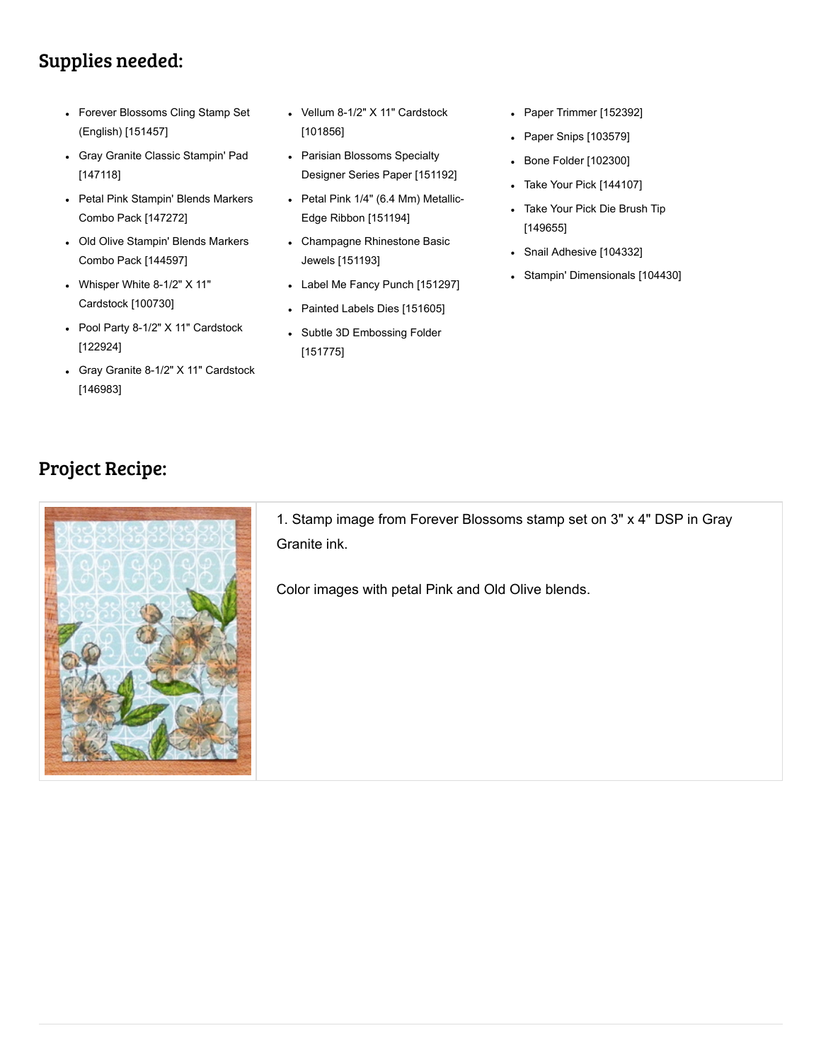## Supplies needed:

- Forever Blossoms Cling Stamp Set (English) [151457]
- Gray Granite Classic Stampin' Pad [147118]
- Petal Pink Stampin' Blends Markers Combo Pack [147272]
- Old Olive Stampin' Blends Markers Combo Pack [144597]
- Whisper White 8-1/2" X 11" Cardstock [100730]
- Pool Party 8-1/2" X 11" Cardstock [122924]
- Gray Granite 8-1/2" X 11" Cardstock [146983]
- Vellum 8-1/2" X 11" Cardstock [101856]
- Parisian Blossoms Specialty Designer Series Paper [151192]
- Petal Pink 1/4" (6.4 Mm) Metallic-Edge Ribbon [151194]
- Champagne Rhinestone Basic Jewels [151193]
- Label Me Fancy Punch [151297]
- Painted Labels Dies [151605]
- Subtle 3D Embossing Folder [151775]
- Paper Trimmer [152392]
- Paper Snips [103579]
- Bone Folder [102300]
- Take Your Pick [144107]
- Take Your Pick Die Brush Tip [149655]
- Snail Adhesive [104332]
- Stampin' Dimensionals [104430]

## Project Recipe:

1. Stamp image from Forever Blossoms stamp set on 3" x 4" DSP in Gray Granite ink.

Color images with petal Pink and Old Olive blends.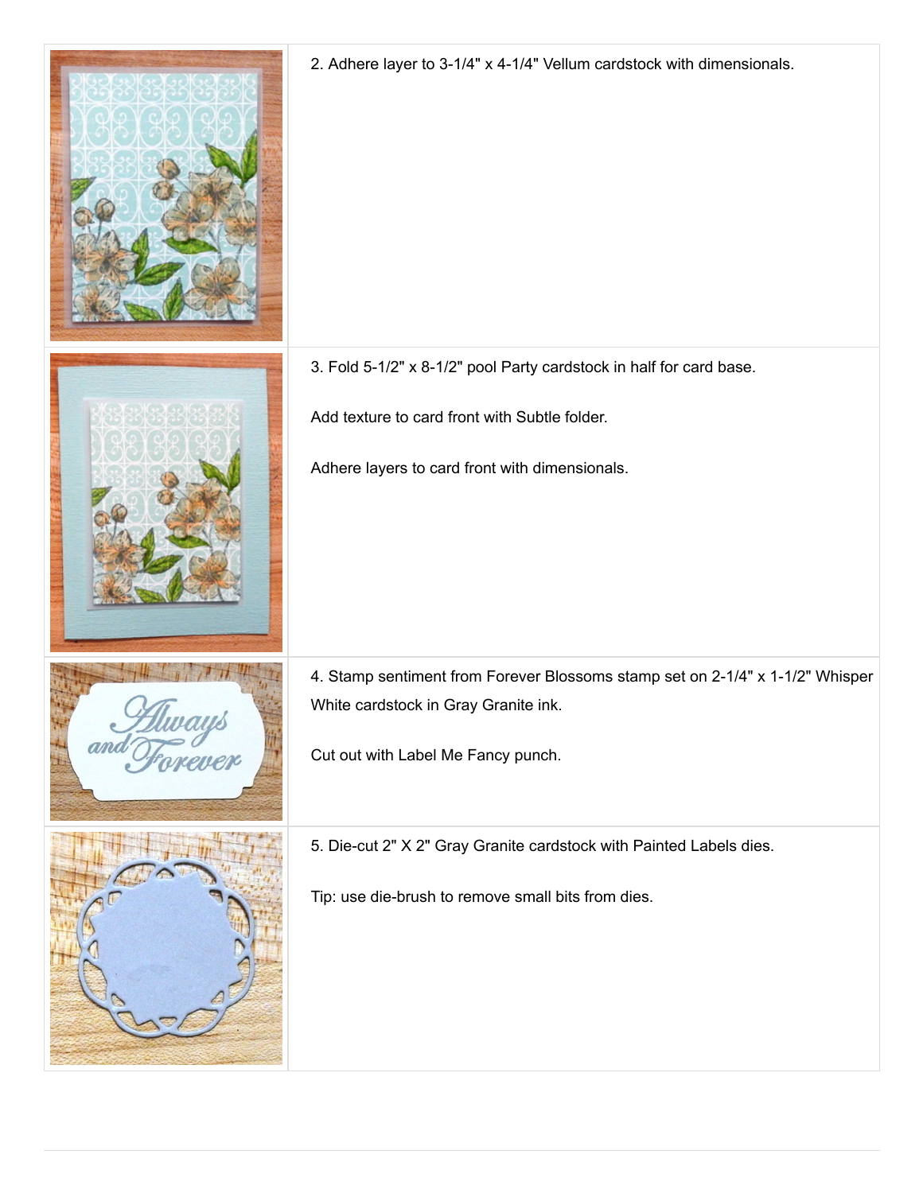2. Adhere layer to 3-1/4" x 4-1/4" Vellum cardstock with dimensionals.

3. Fold 5-1/2" x 8-1/2" pool Party cardstock in half for card base.

Add texture to card front with Subtle folder.

Adhere layers to card front with dimensionals.

4. Stamp sentiment from Forever Blossoms stamp set on 2-1/4" x 1-1/2" Whisper White cardstock in Gray Granite ink.

Cut out with Label Me Fancy punch.

5. Die-cut 2" X 2" Gray Granite cardstock with Painted Labels dies.

Tip: use die-brush to remove small bits from dies.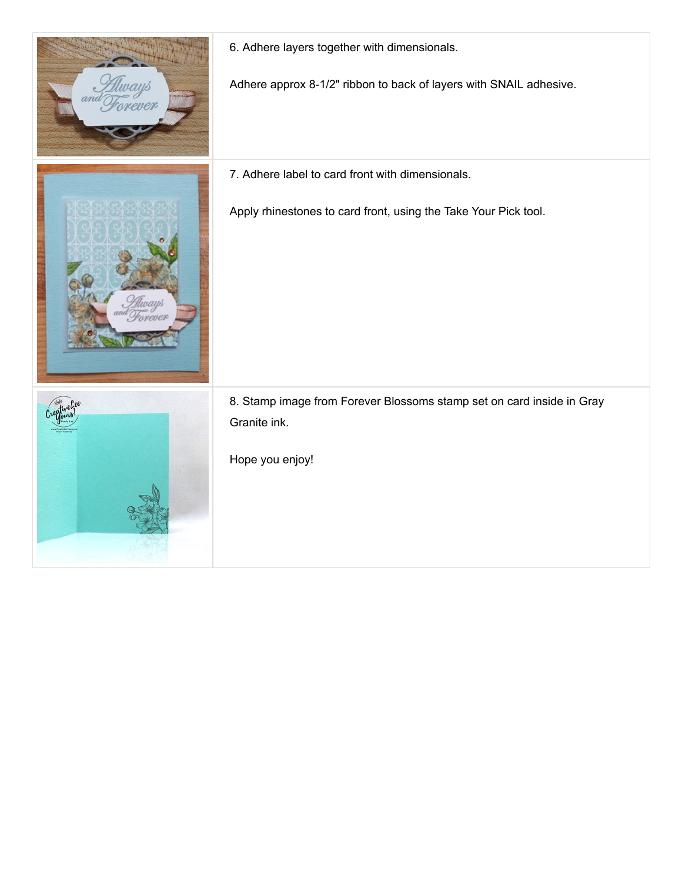6. Adhere layers together with dimensionals.

Adhere approx 8-1/2" ribbon to back of layers with SNAIL adhesive.

7. Adhere label to card front with dimensionals.

Apply rhinestones to card front, using the Take Your Pick tool.

8. Stamp image from Forever Blossoms stamp set on card inside in Gray Granite ink.

Hope you enjoy!